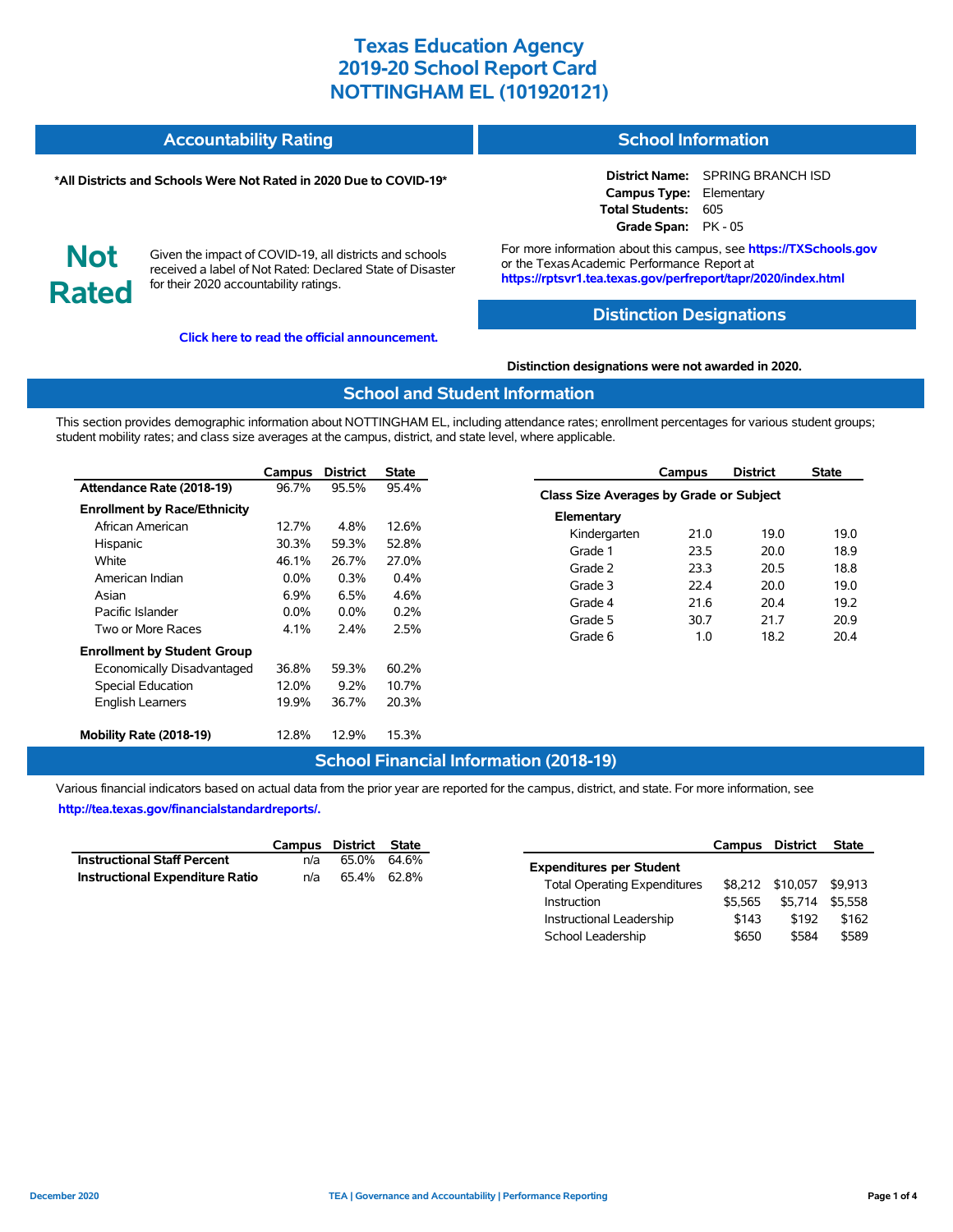# Texas Education Agency
# 2019-20 School Report Card
# NOTTINGHAM EL (101920121)

## Accountability Rating

**\*All Districts and Schools Were Not Rated in 2020 Due to COVID-19\***

**Not Rated**

Given the impact of COVID-19, all districts and schools received a label of Not Rated: Declared State of Disaster for their 2020 accountability ratings.

**Click here to read the official announcement.**

## School Information

| | |
|---|---|
| **District Name:** | SPRING BRANCH ISD |
| **Campus Type:** | Elementary |
| **Total Students:** | 605 |
| **Grade Span:** | PK - 05 |

For more information about this campus, see **https://TXSchools.gov** or the Texas Academic Performance Report at **https://rptsvr1.tea.texas.gov/perfreport/tapr/2020/index.html**

## Distinction Designations

**Distinction designations were not awarded in 2020.**

## School and Student Information

This section provides demographic information about NOTTINGHAM EL, including attendance rates; enrollment percentages for various student groups; student mobility rates; and class size averages at the campus, district, and state level, where applicable.

| | Campus | District | State |
|---|---|---|---|
| **Attendance Rate (2018-19)** | 96.7% | 95.5% | 95.4% |
| **Enrollment by Race/Ethnicity** | | | |
| African American | 12.7% | 4.8% | 12.6% |
| Hispanic | 30.3% | 59.3% | 52.8% |
| White | 46.1% | 26.7% | 27.0% |
| American Indian | 0.0% | 0.3% | 0.4% |
| Asian | 6.9% | 6.5% | 4.6% |
| Pacific Islander | 0.0% | 0.0% | 0.2% |
| Two or More Races | 4.1% | 2.4% | 2.5% |
| **Enrollment by Student Group** | | | |
| Economically Disadvantaged | 36.8% | 59.3% | 60.2% |
| Special Education | 12.0% | 9.2% | 10.7% |
| English Learners | 19.9% | 36.7% | 20.3% |
| **Mobility Rate (2018-19)** | 12.8% | 12.9% | 15.3% |

| | Campus | District | State |
|---|---|---|---|
| **Class Size Averages by Grade or Subject** | | | |
| **Elementary** | | | |
| Kindergarten | 21.0 | 19.0 | 19.0 |
| Grade 1 | 23.5 | 20.0 | 18.9 |
| Grade 2 | 23.3 | 20.5 | 18.8 |
| Grade 3 | 22.4 | 20.0 | 19.0 |
| Grade 4 | 21.6 | 20.4 | 19.2 |
| Grade 5 | 30.7 | 21.7 | 20.9 |
| Grade 6 | 1.0 | 18.2 | 20.4 |

## School Financial Information (2018-19)

Various financial indicators based on actual data from the prior year are reported for the campus, district, and state. For more information, see **http://tea.texas.gov/financialstandardreports/.**

| | Campus | District | State |
|---|---|---|---|
| **Instructional Staff Percent** | n/a | 65.0% | 64.6% |
| **Instructional Expenditure Ratio** | n/a | 65.4% | 62.8% |

| | Campus | District | State |
|---|---|---|---|
| **Expenditures per Student** | | | |
| Total Operating Expenditures | $8,212 | $10,057 | $9,913 |
| Instruction | $5,565 | $5,714 | $5,558 |
| Instructional Leadership | $143 | $192 | $162 |
| School Leadership | $650 | $584 | $589 |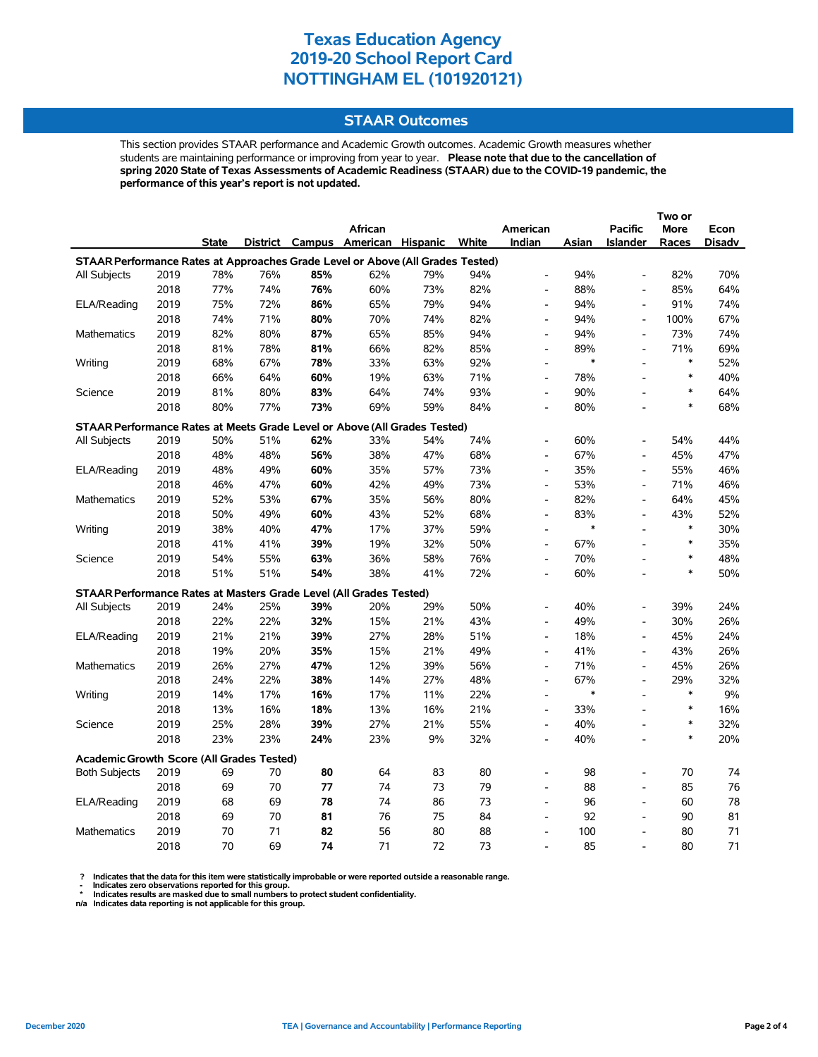# Texas Education Agency
# 2019-20 School Report Card
# NOTTINGHAM EL (101920121)

## STAAR Outcomes

This section provides STAAR performance and Academic Growth outcomes. Academic Growth measures whether students are maintaining performance or improving from year to year. **Please note that due to the cancellation of spring 2020 State of Texas Assessments of Academic Readiness (STAAR) due to the COVID-19 pandemic, the performance of this year's report is not updated.**

| | | State | District | Campus | African American | Hispanic | White | American Indian | Asian | Pacific Islander | Two or More Races | Econ Disadv |
|---|---|---|---|---|---|---|---|---|---|---|---|---|
| **STAAR Performance Rates at Approaches Grade Level or Above (All Grades Tested)** | | | | | | | | | | | | |
| All Subjects | 2019 | 78% | 76% | **85%** | 62% | 79% | 94% | - | 94% | - | 82% | 70% |
| | 2018 | 77% | 74% | **76%** | 60% | 73% | 82% | - | 88% | - | 85% | 64% |
| ELA/Reading | 2019 | 75% | 72% | **86%** | 65% | 79% | 94% | - | 94% | - | 91% | 74% |
| | 2018 | 74% | 71% | **80%** | 70% | 74% | 82% | - | 94% | - | 100% | 67% |
| Mathematics | 2019 | 82% | 80% | **87%** | 65% | 85% | 94% | - | 94% | - | 73% | 74% |
| | 2018 | 81% | 78% | **81%** | 66% | 82% | 85% | - | 89% | - | 71% | 69% |
| Writing | 2019 | 68% | 67% | **78%** | 33% | 63% | 92% | - | * | - | * | 52% |
| | 2018 | 66% | 64% | **60%** | 19% | 63% | 71% | - | 78% | - | * | 40% |
| Science | 2019 | 81% | 80% | **83%** | 64% | 74% | 93% | - | 90% | - | * | 64% |
| | 2018 | 80% | 77% | **73%** | 69% | 59% | 84% | - | 80% | - | * | 68% |
| **STAAR Performance Rates at Meets Grade Level or Above (All Grades Tested)** | | | | | | | | | | | | |
| All Subjects | 2019 | 50% | 51% | **62%** | 33% | 54% | 74% | - | 60% | - | 54% | 44% |
| | 2018 | 48% | 48% | **56%** | 38% | 47% | 68% | - | 67% | - | 45% | 47% |
| ELA/Reading | 2019 | 48% | 49% | **60%** | 35% | 57% | 73% | - | 35% | - | 55% | 46% |
| | 2018 | 46% | 47% | **60%** | 42% | 49% | 73% | - | 53% | - | 71% | 46% |
| Mathematics | 2019 | 52% | 53% | **67%** | 35% | 56% | 80% | - | 82% | - | 64% | 45% |
| | 2018 | 50% | 49% | **60%** | 43% | 52% | 68% | - | 83% | - | 43% | 52% |
| Writing | 2019 | 38% | 40% | **47%** | 17% | 37% | 59% | - | * | - | * | 30% |
| | 2018 | 41% | 41% | **39%** | 19% | 32% | 50% | - | 67% | - | * | 35% |
| Science | 2019 | 54% | 55% | **63%** | 36% | 58% | 76% | - | 70% | - | * | 48% |
| | 2018 | 51% | 51% | **54%** | 38% | 41% | 72% | - | 60% | - | * | 50% |
| **STAAR Performance Rates at Masters Grade Level (All Grades Tested)** | | | | | | | | | | | | |
| All Subjects | 2019 | 24% | 25% | **39%** | 20% | 29% | 50% | - | 40% | - | 39% | 24% |
| | 2018 | 22% | 22% | **32%** | 15% | 21% | 43% | - | 49% | - | 30% | 26% |
| ELA/Reading | 2019 | 21% | 21% | **39%** | 27% | 28% | 51% | - | 18% | - | 45% | 24% |
| | 2018 | 19% | 20% | **35%** | 15% | 21% | 49% | - | 41% | - | 43% | 26% |
| Mathematics | 2019 | 26% | 27% | **47%** | 12% | 39% | 56% | - | 71% | - | 45% | 26% |
| | 2018 | 24% | 22% | **38%** | 14% | 27% | 48% | - | 67% | - | 29% | 32% |
| Writing | 2019 | 14% | 17% | **16%** | 17% | 11% | 22% | - | * | - | * | 9% |
| | 2018 | 13% | 16% | **18%** | 13% | 16% | 21% | - | 33% | - | * | 16% |
| Science | 2019 | 25% | 28% | **39%** | 27% | 21% | 55% | - | 40% | - | * | 32% |
| | 2018 | 23% | 23% | **24%** | 23% | 9% | 32% | - | 40% | - | * | 20% |
| **Academic Growth Score (All Grades Tested)** | | | | | | | | | | | | |
| Both Subjects | 2019 | 69 | 70 | **80** | 64 | 83 | 80 | - | 98 | - | 70 | 74 |
| | 2018 | 69 | 70 | **77** | 74 | 73 | 79 | - | 88 | - | 85 | 76 |
| ELA/Reading | 2019 | 68 | 69 | **78** | 74 | 86 | 73 | - | 96 | - | 60 | 78 |
| | 2018 | 69 | 70 | **81** | 76 | 75 | 84 | - | 92 | - | 90 | 81 |
| Mathematics | 2019 | 70 | 71 | **82** | 56 | 80 | 88 | - | 100 | - | 80 | 71 |
| | 2018 | 70 | 69 | **74** | 71 | 72 | 73 | - | 85 | - | 80 | 71 |

**?** Indicates that the data for this item were statistically improbable or were reported outside a reasonable range.
**-** Indicates zero observations reported for this group.
**\*** Indicates results are masked due to small numbers to protect student confidentiality.
**n/a** Indicates data reporting is not applicable for this group.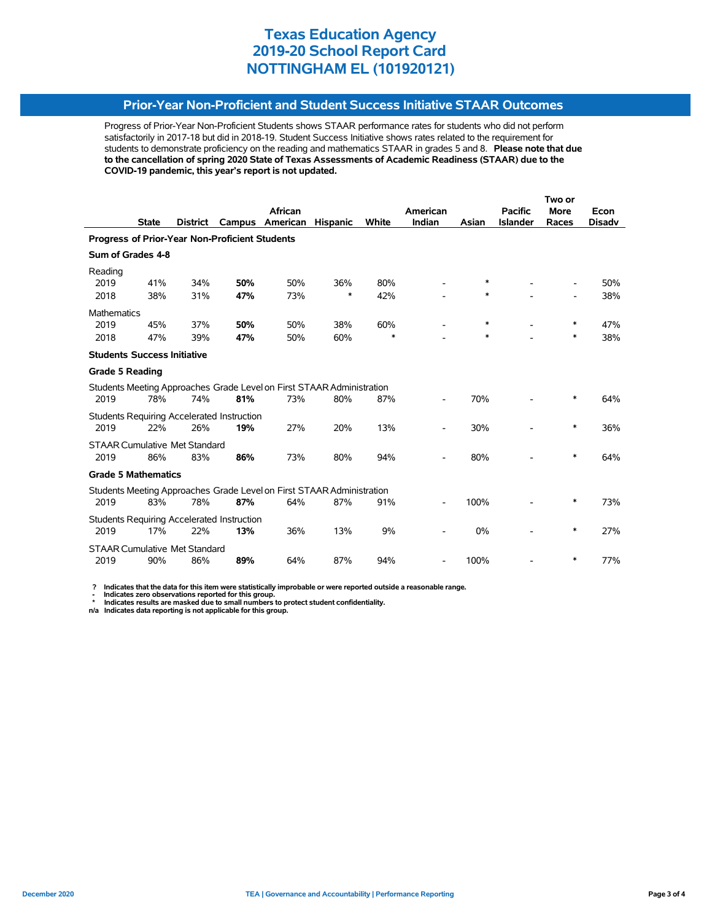# Texas Education Agency
# 2019-20 School Report Card
# NOTTINGHAM EL (101920121)

## Prior-Year Non-Proficient and Student Success Initiative STAAR Outcomes

Progress of Prior-Year Non-Proficient Students shows STAAR performance rates for students who did not perform satisfactorily in 2017-18 but did in 2018-19. Student Success Initiative shows rates related to the requirement for students to demonstrate proficiency on the reading and mathematics STAAR in grades 5 and 8. **Please note that due to the cancellation of spring 2020 State of Texas Assessments of Academic Readiness (STAAR) due to the COVID-19 pandemic, this year's report is not updated.**

| | State | District | Campus | African American | Hispanic | White | American Indian | Asian | Pacific Islander | Two or More Races | Econ Disadv |
|---|---|---|---|---|---|---|---|---|---|---|---|
| **Progress of Prior-Year Non-Proficient Students** | | | | | | | | | | | |
| **Sum of Grades 4-8** | | | | | | | | | | | |
| Reading | | | | | | | | | | | |
| 2019 | 41% | 34% | **50%** | 50% | 36% | 80% | - | * | - | - | 50% |
| 2018 | 38% | 31% | **47%** | 73% | * | 42% | - | * | - | - | 38% |
| Mathematics | | | | | | | | | | | |
| 2019 | 45% | 37% | **50%** | 50% | 38% | 60% | - | * | - | * | 47% |
| 2018 | 47% | 39% | **47%** | 50% | 60% | * | - | * | - | * | 38% |
| **Students Success Initiative** | | | | | | | | | | | |
| **Grade 5 Reading** | | | | | | | | | | | |
| Students Meeting Approaches Grade Level on First STAAR Administration | | | | | | | | | | | |
| 2019 | 78% | 74% | **81%** | 73% | 80% | 87% | - | 70% | - | * | 64% |
| Students Requiring Accelerated Instruction | | | | | | | | | | | |
| 2019 | 22% | 26% | **19%** | 27% | 20% | 13% | - | 30% | - | * | 36% |
| STAAR Cumulative Met Standard | | | | | | | | | | | |
| 2019 | 86% | 83% | **86%** | 73% | 80% | 94% | - | 80% | - | * | 64% |
| **Grade 5 Mathematics** | | | | | | | | | | | |
| Students Meeting Approaches Grade Level on First STAAR Administration | | | | | | | | | | | |
| 2019 | 83% | 78% | **87%** | 64% | 87% | 91% | - | 100% | - | * | 73% |
| Students Requiring Accelerated Instruction | | | | | | | | | | | |
| 2019 | 17% | 22% | **13%** | 36% | 13% | 9% | - | 0% | - | * | 27% |
| STAAR Cumulative Met Standard | | | | | | | | | | | |
| 2019 | 90% | 86% | **89%** | 64% | 87% | 94% | - | 100% | - | * | 77% |

**? Indicates that the data for this item were statistically improbable or were reported outside a reasonable range.**
**- Indicates zero observations reported for this group.**
**\* Indicates results are masked due to small numbers to protect student confidentiality.**
**n/a Indicates data reporting is not applicable for this group.**